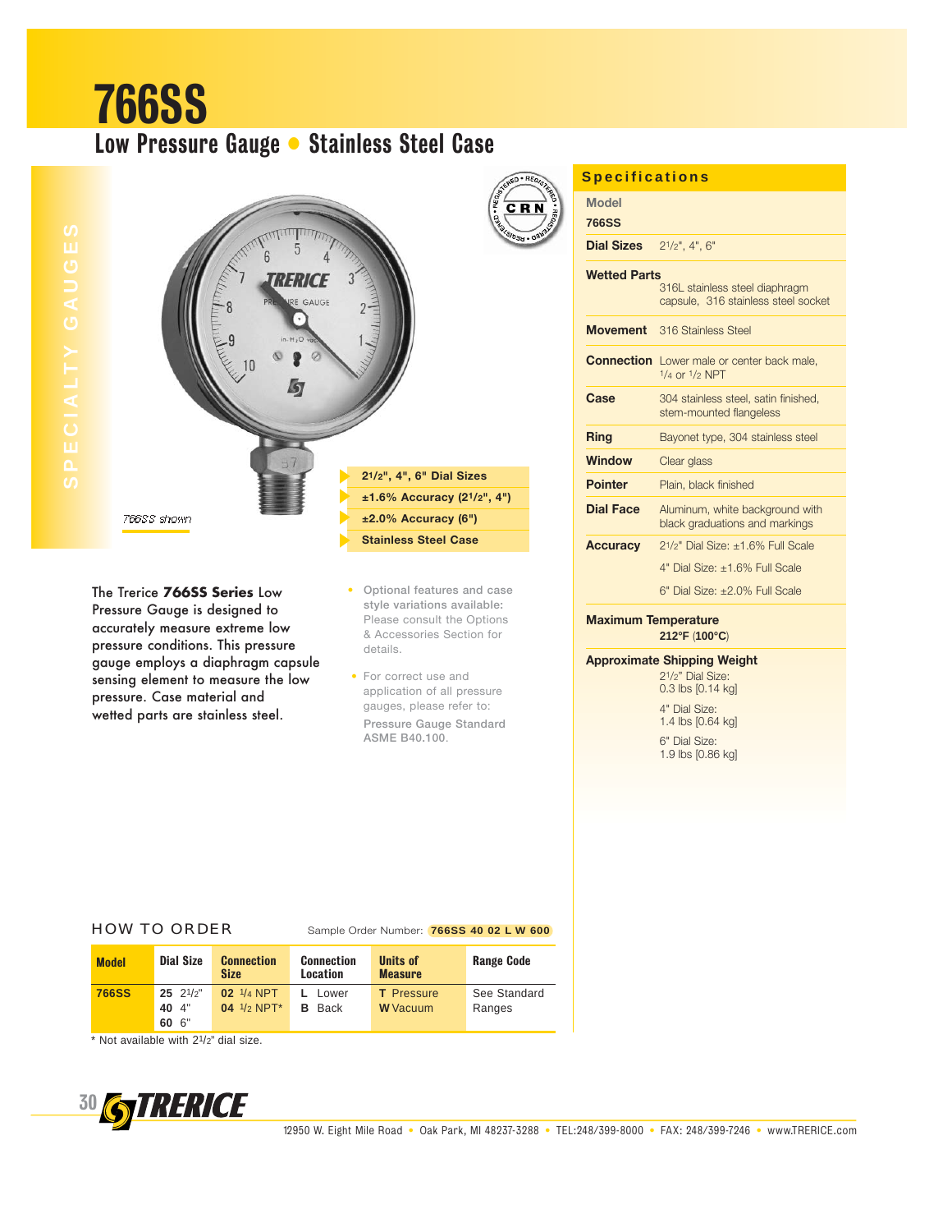# 766SS

## Low Pressure Gauge • Stainless Steel Case

SPECIALTY GAUGES

766SS shown

- 2 1/2", 4", 6" Dial Sizes
- ±1.6% Accuracy (2 1/2", 4")
- ±2.0% Accuracy (6")
- Stainless Steel Case

The Trerice **766SS Series** Low Pressure Gauge is designed to accurately measure extreme low pressure conditions. This pressure gauge employs a diaphragm capsule sensing element to measure the low pressure. Case material and wetted parts are stainless steel.

- Optional features and case style variations available: Please consult the Options & Accessories Section for details.
- For correct use and application of all pressure gauges, please refer to: Pressure Gauge Standard ASME B40.100.

## Specifications

| | |
|---|---|
| **Model** | **766SS** |
| **Dial Sizes** | 2 1/2", 4", 6" |
| **Wetted Parts** | 316L stainless steel diaphragm capsule, 316 stainless steel socket |
| **Movement** | 316 Stainless Steel |
| **Connection** | Lower male or center back male, 1/4 or 1/2 NPT |
| **Case** | 304 stainless steel, satin finished, stem-mounted flangeless |
| **Ring** | Bayonet type, 304 stainless steel |
| **Window** | Clear glass |
| **Pointer** | Plain, black finished |
| **Dial Face** | Aluminum, white background with black graduations and markings |
| **Accuracy** | 2 1/2" Dial Size: ±1.6% Full Scale<br>4" Dial Size: ±1.6% Full Scale<br>6" Dial Size: ±2.0% Full Scale |
| **Maximum Temperature** | **212°F (100°C)** |
| **Approximate Shipping Weight** | 2 1/2" Dial Size: 0.3 lbs [0.14 kg]<br>4" Dial Size: 1.4 lbs [0.64 kg]<br>6" Dial Size: 1.9 lbs [0.86 kg] |

## HOW TO ORDER

Sample Order Number: **766SS 40 02 L W 600**

| Model | Dial Size | Connection Size | Connection Location | Units of Measure | Range Code |
|---|---|---|---|---|---|
| **766SS** | **25** 2 1/2"<br>**40** 4"<br>**60** 6" | **02** 1/4 NPT<br>**04** 1/2 NPT* | **L** Lower<br>**B** Back | **T** Pressure<br>**W** Vacuum | See Standard Ranges |

\* Not available with 2 1/2" dial size.

12950 W. Eight Mile Road • Oak Park, MI 48237-3288 • TEL:248/399-8000 • FAX: 248/399-7246 • www.TRERICE.com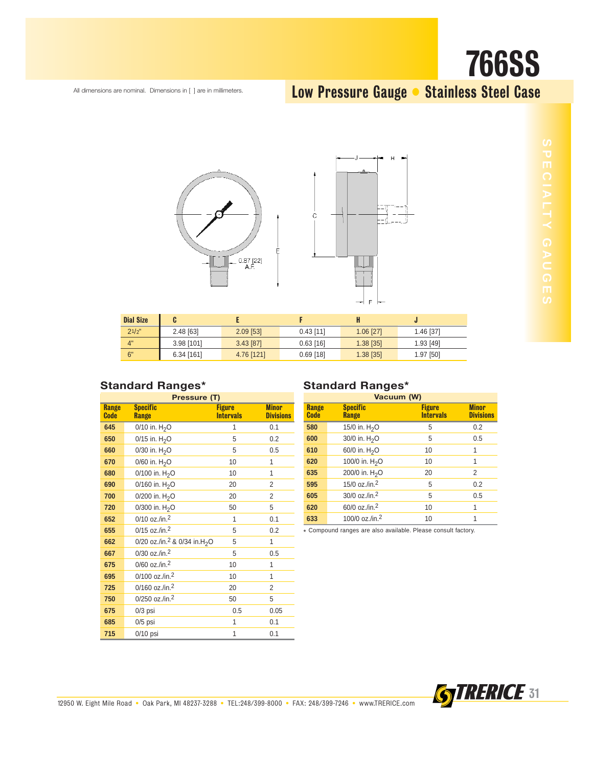# 766SS

## Low Pressure Gauge • Stainless Steel Case

All dimensions are nominal. Dimensions in [ ] are in millimeters.

SPECIALTY GAUGES

0.87 [22]
A.F.

J H C E F

| Dial Size | C | E | F | H | J |
|---|---|---|---|---|---|
| 2 1/2" | 2.48 [63] | 2.09 [53] | 0.43 [11] | 1.06 [27] | 1.46 [37] |
| 4" | 3.98 [101] | 3.43 [87] | 0.63 [16] | 1.38 [35] | 1.93 [49] |
| 6" | 6.34 [161] | 4.76 [121] | 0.69 [18] | 1.38 [35] | 1.97 [50] |

### Standard Ranges*

| Pressure (T) | | | |
|---|---|---|---|
| **Range Code** | **Specific Range** | **Figure Intervals** | **Minor Divisions** |
| 645 | 0/10 in. $H_2O$ | 1 | 0.1 |
| 650 | 0/15 in. $H_2O$ | 5 | 0.2 |
| 660 | 0/30 in. $H_2O$ | 5 | 0.5 |
| 670 | 0/60 in. $H_2O$ | 10 | 1 |
| 680 | 0/100 in. $H_2O$ | 10 | 1 |
| 690 | 0/160 in. $H_2O$ | 20 | 2 |
| 700 | 0/200 in. $H_2O$ | 20 | 2 |
| 720 | 0/300 in. $H_2O$ | 50 | 5 |
| 652 | 0/10 oz./in.$^2$ | 1 | 0.1 |
| 655 | 0/15 oz./in.$^2$ | 5 | 0.2 |
| 662 | 0/20 oz./in.$^2$ & 0/34 in.$H_2O$ | 5 | 1 |
| 667 | 0/30 oz./in.$^2$ | 5 | 0.5 |
| 675 | 0/60 oz./in.$^2$ | 10 | 1 |
| 695 | 0/100 oz./in.$^2$ | 10 | 1 |
| 725 | 0/160 oz./in.$^2$ | 20 | 2 |
| 750 | 0/250 oz./in.$^2$ | 50 | 5 |
| 675 | 0/3 psi | 0.5 | 0.05 |
| 685 | 0/5 psi | 1 | 0.1 |
| 715 | 0/10 psi | 1 | 0.1 |

### Standard Ranges*

| Vacuum (W) | | | |
|---|---|---|---|
| **Range Code** | **Specific Range** | **Figure Intervals** | **Minor Divisions** |
| 580 | 15/0 in. $H_2O$ | 5 | 0.2 |
| 600 | 30/0 in. $H_2O$ | 5 | 0.5 |
| 610 | 60/0 in. $H_2O$ | 10 | 1 |
| 620 | 100/0 in. $H_2O$ | 10 | 1 |
| 635 | 200/0 in. $H_2O$ | 20 | 2 |
| 595 | 15/0 oz./in.$^2$ | 5 | 0.2 |
| 605 | 30/0 oz./in.$^2$ | 5 | 0.5 |
| 620 | 60/0 oz./in.$^2$ | 10 | 1 |
| 633 | 100/0 oz./in.$^2$ | 10 | 1 |

* Compound ranges are also available. Please consult factory.

12950 W. Eight Mile Road • Oak Park, MI 48237-3288 • TEL:248/399-8000 • FAX: 248/399-7246 • www.TRERICE.com

TRERICE